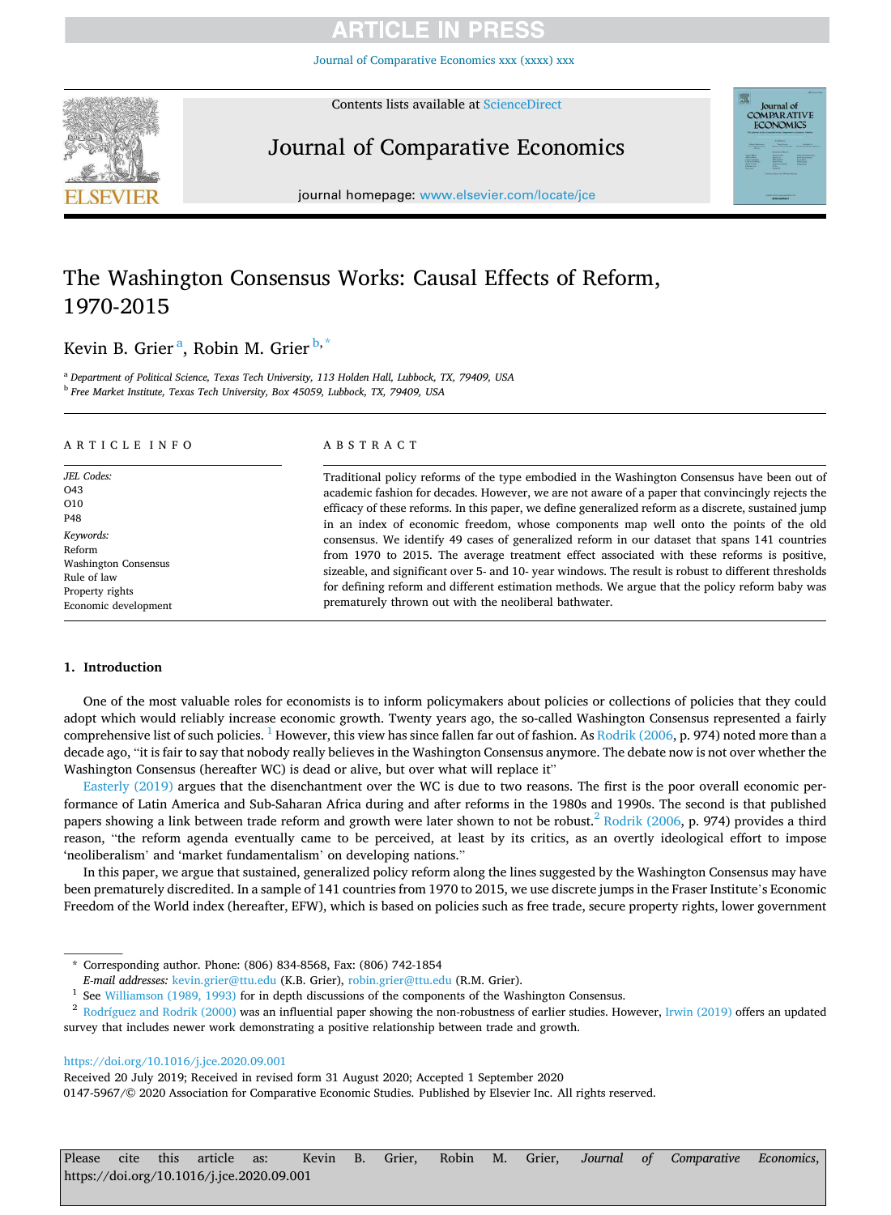# The Washington Consensus Works: Causal Effects of Reform, 1970-2015

Kevin B. Grier[a], Robin M. Grier[b,*]

[a] Department of Political Science, Texas Tech University, 113 Holden Hall, Lubbock, TX, 79409, USA

[b] Free Market Institute, Texas Tech University, Box 45059, Lubbock, TX, 79409, USA

## ARTICLE INFO

*JEL Codes:*
O43
O10
P48

*Keywords:*
Reform
Washington Consensus
Rule of law
Property rights
Economic development

## ABSTRACT

Traditional policy reforms of the type embodied in the Washington Consensus have been out of academic fashion for decades. However, we are not aware of a paper that convincingly rejects the efficacy of these reforms. In this paper, we define generalized reform as a discrete, sustained jump in an index of economic freedom, whose components map well onto the points of the old consensus. We identify 49 cases of generalized reform in our dataset that spans 141 countries from 1970 to 2015. The average treatment effect associated with these reforms is positive, sizeable, and significant over 5- and 10- year windows. The result is robust to different thresholds for defining reform and different estimation methods. We argue that the policy reform baby was prematurely thrown out with the neoliberal bathwater.

## 1. Introduction

One of the most valuable roles for economists is to inform policymakers about policies or collections of policies that they could adopt which would reliably increase economic growth. Twenty years ago, the so-called Washington Consensus represented a fairly comprehensive list of such policies. [1] However, this view has since fallen far out of fashion. As Rodrik (2006, p. 974) noted more than a decade ago, "it is fair to say that nobody really believes in the Washington Consensus anymore. The debate now is not over whether the Washington Consensus (hereafter WC) is dead or alive, but over what will replace it"

Easterly (2019) argues that the disenchantment over the WC is due to two reasons. The first is the poor overall economic performance of Latin America and Sub-Saharan Africa during and after reforms in the 1980s and 1990s. The second is that published papers showing a link between trade reform and growth were later shown to not be robust.[2] Rodrik (2006, p. 974) provides a third reason, "the reform agenda eventually came to be perceived, at least by its critics, as an overtly ideological effort to impose 'neoliberalism' and 'market fundamentalism' on developing nations."

In this paper, we argue that sustained, generalized policy reform along the lines suggested by the Washington Consensus may have been prematurely discredited. In a sample of 141 countries from 1970 to 2015, we use discrete jumps in the Fraser Institute's Economic Freedom of the World index (hereafter, EFW), which is based on policies such as free trade, secure property rights, lower government

---

\* Corresponding author. Phone: (806) 834-8568, Fax: (806) 742-1854
*E-mail addresses:* kevin.grier@ttu.edu (K.B. Grier), robin.grier@ttu.edu (R.M. Grier).

[1] See Williamson (1989, 1993) for in depth discussions of the components of the Washington Consensus.

[2] Rodríguez and Rodrik (2000) was an influential paper showing the non-robustness of earlier studies. However, Irwin (2019) offers an updated survey that includes newer work demonstrating a positive relationship between trade and growth.

https://doi.org/10.1016/j.jce.2020.09.001
Received 20 July 2019; Received in revised form 31 August 2020; Accepted 1 September 2020
0147-5967/© 2020 Association for Comparative Economic Studies. Published by Elsevier Inc. All rights reserved.

Please cite this article as: Kevin B. Grier, Robin M. Grier, *Journal of Comparative Economics*, https://doi.org/10.1016/j.jce.2020.09.001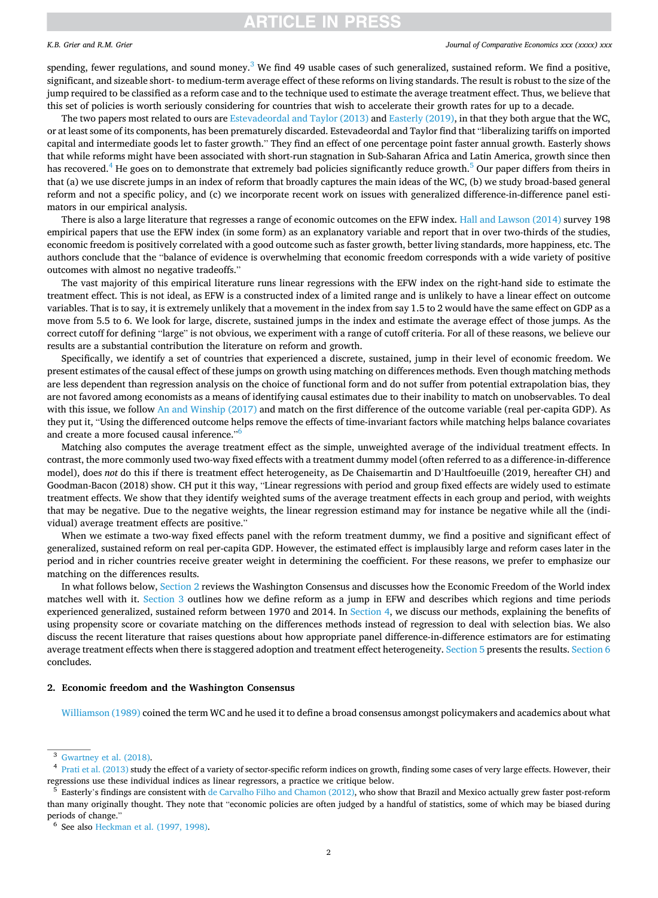spending, fewer regulations, and sound money.[3] We find 49 usable cases of such generalized, sustained reform. We find a positive, significant, and sizeable short- to medium-term average effect of these reforms on living standards. The result is robust to the size of the jump required to be classified as a reform case and to the technique used to estimate the average treatment effect. Thus, we believe that this set of policies is worth seriously considering for countries that wish to accelerate their growth rates for up to a decade.

The two papers most related to ours are Estevadeordal and Taylor (2013) and Easterly (2019), in that they both argue that the WC, or at least some of its components, has been prematurely discarded. Estevadeordal and Taylor find that "liberalizing tariffs on imported capital and intermediate goods let to faster growth." They find an effect of one percentage point faster annual growth. Easterly shows that while reforms might have been associated with short-run stagnation in Sub-Saharan Africa and Latin America, growth since then has recovered.[4] He goes on to demonstrate that extremely bad policies significantly reduce growth.[5] Our paper differs from theirs in that (a) we use discrete jumps in an index of reform that broadly captures the main ideas of the WC, (b) we study broad-based general reform and not a specific policy, and (c) we incorporate recent work on issues with generalized difference-in-difference panel estimators in our empirical analysis.

There is also a large literature that regresses a range of economic outcomes on the EFW index. Hall and Lawson (2014) survey 198 empirical papers that use the EFW index (in some form) as an explanatory variable and report that in over two-thirds of the studies, economic freedom is positively correlated with a good outcome such as faster growth, better living standards, more happiness, etc. The authors conclude that the "balance of evidence is overwhelming that economic freedom corresponds with a wide variety of positive outcomes with almost no negative tradeoffs."

The vast majority of this empirical literature runs linear regressions with the EFW index on the right-hand side to estimate the treatment effect. This is not ideal, as EFW is a constructed index of a limited range and is unlikely to have a linear effect on outcome variables. That is to say, it is extremely unlikely that a movement in the index from say 1.5 to 2 would have the same effect on GDP as a move from 5.5 to 6. We look for large, discrete, sustained jumps in the index and estimate the average effect of those jumps. As the correct cutoff for defining "large" is not obvious, we experiment with a range of cutoff criteria. For all of these reasons, we believe our results are a substantial contribution the literature on reform and growth.

Specifically, we identify a set of countries that experienced a discrete, sustained, jump in their level of economic freedom. We present estimates of the causal effect of these jumps on growth using matching on differences methods. Even though matching methods are less dependent than regression analysis on the choice of functional form and do not suffer from potential extrapolation bias, they are not favored among economists as a means of identifying causal estimates due to their inability to match on unobservables. To deal with this issue, we follow An and Winship (2017) and match on the first difference of the outcome variable (real per-capita GDP). As they put it, "Using the differenced outcome helps remove the effects of time-invariant factors while matching helps balance covariates and create a more focused causal inference."[6]

Matching also computes the average treatment effect as the simple, unweighted average of the individual treatment effects. In contrast, the more commonly used two-way fixed effects with a treatment dummy model (often referred to as a difference-in-difference model), does *not* do this if there is treatment effect heterogeneity, as De Chaisemartin and D'Haultfoeuille (2019, hereafter CH) and Goodman-Bacon (2018) show. CH put it this way, "Linear regressions with period and group fixed effects are widely used to estimate treatment effects. We show that they identify weighted sums of the average treatment effects in each group and period, with weights that may be negative. Due to the negative weights, the linear regression estimand may for instance be negative while all the (individual) average treatment effects are positive."

When we estimate a two-way fixed effects panel with the reform treatment dummy, we find a positive and significant effect of generalized, sustained reform on real per-capita GDP. However, the estimated effect is implausibly large and reform cases later in the period and in richer countries receive greater weight in determining the coefficient. For these reasons, we prefer to emphasize our matching on the differences results.

In what follows below, Section 2 reviews the Washington Consensus and discusses how the Economic Freedom of the World index matches well with it. Section 3 outlines how we define reform as a jump in EFW and describes which regions and time periods experienced generalized, sustained reform between 1970 and 2014. In Section 4, we discuss our methods, explaining the benefits of using propensity score or covariate matching on the differences methods instead of regression to deal with selection bias. We also discuss the recent literature that raises questions about how appropriate panel difference-in-difference estimators are for estimating average treatment effects when there is staggered adoption and treatment effect heterogeneity. Section 5 presents the results. Section 6 concludes.

## 2. Economic freedom and the Washington Consensus

Williamson (1989) coined the term WC and he used it to define a broad consensus amongst policymakers and academics about what

---

[3] Gwartney et al. (2018).

[4] Prati et al. (2013) study the effect of a variety of sector-specific reform indices on growth, finding some cases of very large effects. However, their regressions use these individual indices as linear regressors, a practice we critique below.

[5] Easterly's findings are consistent with de Carvalho Filho and Chamon (2012), who show that Brazil and Mexico actually grew faster post-reform than many originally thought. They note that "economic policies are often judged by a handful of statistics, some of which may be biased during periods of change."

[6] See also Heckman et al. (1997, 1998).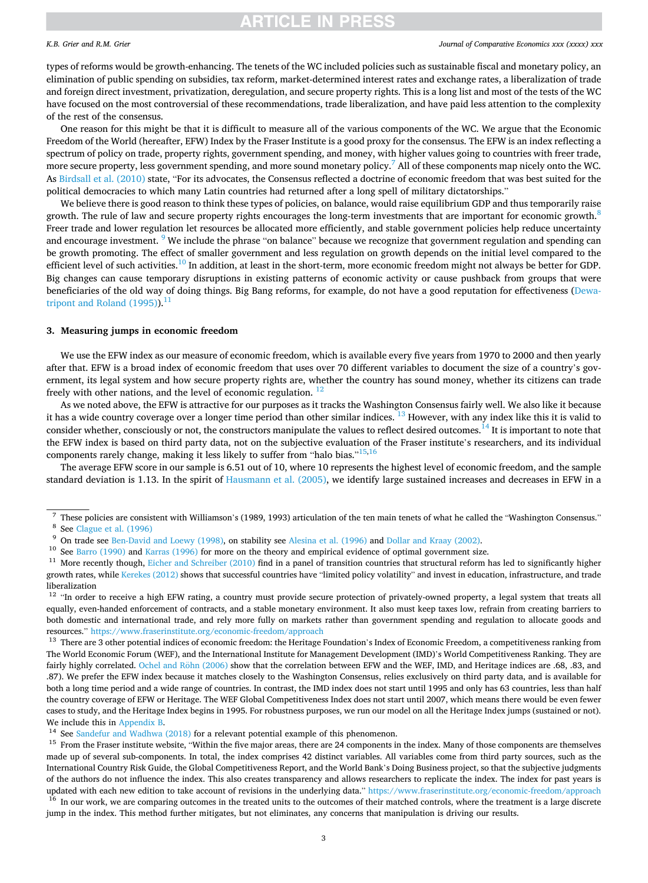types of reforms would be growth-enhancing. The tenets of the WC included policies such as sustainable fiscal and monetary policy, an elimination of public spending on subsidies, tax reform, market-determined interest rates and exchange rates, a liberalization of trade and foreign direct investment, privatization, deregulation, and secure property rights. This is a long list and most of the tests of the WC have focused on the most controversial of these recommendations, trade liberalization, and have paid less attention to the complexity of the rest of the consensus.

One reason for this might be that it is difficult to measure all of the various components of the WC. We argue that the Economic Freedom of the World (hereafter, EFW) Index by the Fraser Institute is a good proxy for the consensus. The EFW is an index reflecting a spectrum of policy on trade, property rights, government spending, and money, with higher values going to countries with freer trade, more secure property, less government spending, and more sound monetary policy.[7] All of these components map nicely onto the WC. As Birdsall et al. (2010) state, "For its advocates, the Consensus reflected a doctrine of economic freedom that was best suited for the political democracies to which many Latin countries had returned after a long spell of military dictatorships."

We believe there is good reason to think these types of policies, on balance, would raise equilibrium GDP and thus temporarily raise growth. The rule of law and secure property rights encourages the long-term investments that are important for economic growth.[8] Freer trade and lower regulation let resources be allocated more efficiently, and stable government policies help reduce uncertainty and encourage investment. [9] We include the phrase "on balance" because we recognize that government regulation and spending can be growth promoting. The effect of smaller government and less regulation on growth depends on the initial level compared to the efficient level of such activities.[10] In addition, at least in the short-term, more economic freedom might not always be better for GDP. Big changes can cause temporary disruptions in existing patterns of economic activity or cause pushback from groups that were beneficiaries of the old way of doing things. Big Bang reforms, for example, do not have a good reputation for effectiveness (Dewatripont and Roland (1995)).[11]

## 3. Measuring jumps in economic freedom

We use the EFW index as our measure of economic freedom, which is available every five years from 1970 to 2000 and then yearly after that. EFW is a broad index of economic freedom that uses over 70 different variables to document the size of a country's government, its legal system and how secure property rights are, whether the country has sound money, whether its citizens can trade freely with other nations, and the level of economic regulation. [12]

As we noted above, the EFW is attractive for our purposes as it tracks the Washington Consensus fairly well. We also like it because it has a wide country coverage over a longer time period than other similar indices. [13] However, with any index like this it is valid to consider whether, consciously or not, the constructors manipulate the values to reflect desired outcomes.[14] It is important to note that the EFW index is based on third party data, not on the subjective evaluation of the Fraser institute's researchers, and its individual components rarely change, making it less likely to suffer from "halo bias."[15,16]

The average EFW score in our sample is 6.51 out of 10, where 10 represents the highest level of economic freedom, and the sample standard deviation is 1.13. In the spirit of Hausmann et al. (2005), we identify large sustained increases and decreases in EFW in a

---

[7] These policies are consistent with Williamson's (1989, 1993) articulation of the ten main tenets of what he called the "Washington Consensus."

[8] See Clague et al. (1996)

[9] On trade see Ben-David and Loewy (1998), on stability see Alesina et al. (1996) and Dollar and Kraay (2002).

[10] See Barro (1990) and Karras (1996) for more on the theory and empirical evidence of optimal government size.

[11] More recently though, Eicher and Schreiber (2010) find in a panel of transition countries that structural reform has led to significantly higher growth rates, while Kerekes (2012) shows that successful countries have "limited policy volatility" and invest in education, infrastructure, and trade liberalization

[12] "In order to receive a high EFW rating, a country must provide secure protection of privately-owned property, a legal system that treats all equally, even-handed enforcement of contracts, and a stable monetary environment. It also must keep taxes low, refrain from creating barriers to both domestic and international trade, and rely more fully on markets rather than government spending and regulation to allocate goods and resources." https://www.fraserinstitute.org/economic-freedom/approach

[13] There are 3 other potential indices of economic freedom: the Heritage Foundation's Index of Economic Freedom, a competitiveness ranking from The World Economic Forum (WEF), and the International Institute for Management Development (IMD)'s World Competitiveness Ranking. They are fairly highly correlated. Ochel and Röhn (2006) show that the correlation between EFW and the WEF, IMD, and Heritage indices are .68, .83, and .87). We prefer the EFW index because it matches closely to the Washington Consensus, relies exclusively on third party data, and is available for both a long time period and a wide range of countries. In contrast, the IMD index does not start until 1995 and only has 63 countries, less than half the country coverage of EFW or Heritage. The WEF Global Competitiveness Index does not start until 2007, which means there would be even fewer cases to study, and the Heritage Index begins in 1995. For robustness purposes, we run our model on all the Heritage Index jumps (sustained or not). We include this in Appendix B.

[14] See Sandefur and Wadhwa (2018) for a relevant potential example of this phenomenon.

[15] From the Fraser institute website, "Within the five major areas, there are 24 components in the index. Many of those components are themselves made up of several sub-components. In total, the index comprises 42 distinct variables. All variables come from third party sources, such as the International Country Risk Guide, the Global Competitiveness Report, and the World Bank's Doing Business project, so that the subjective judgments of the authors do not influence the index. This also creates transparency and allows researchers to replicate the index. The index for past years is updated with each new edition to take account of revisions in the underlying data." https://www.fraserinstitute.org/economic-freedom/approach

[16] In our work, we are comparing outcomes in the treated units to the outcomes of their matched controls, where the treatment is a large discrete jump in the index. This method further mitigates, but not eliminates, any concerns that manipulation is driving our results.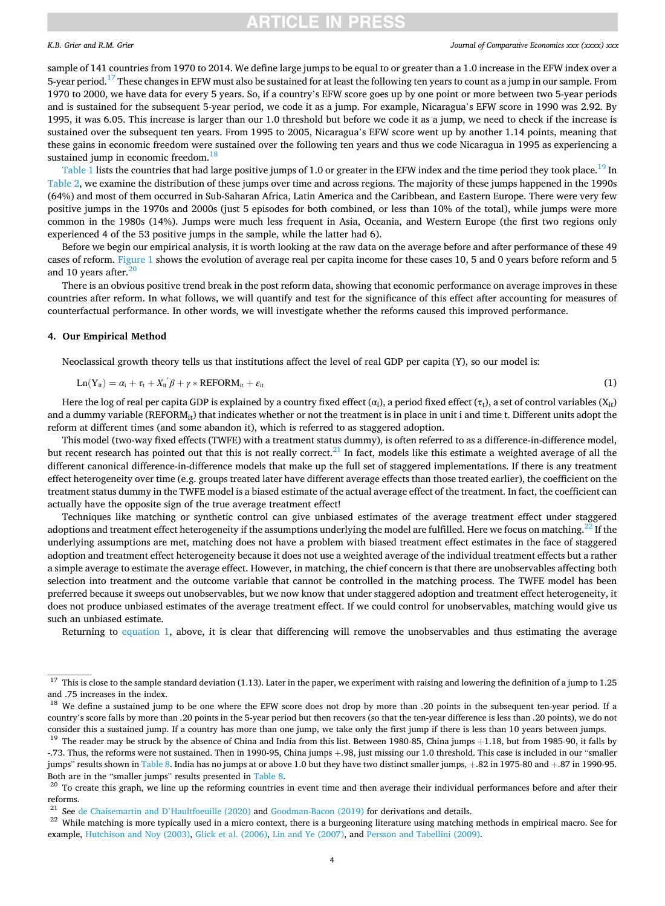sample of 141 countries from 1970 to 2014. We define large jumps to be equal to or greater than a 1.0 increase in the EFW index over a 5-year period.[17] These changes in EFW must also be sustained for at least the following ten years to count as a jump in our sample. From 1970 to 2000, we have data for every 5 years. So, if a country's EFW score goes up by one point or more between two 5-year periods and is sustained for the subsequent 5-year period, we code it as a jump. For example, Nicaragua's EFW score in 1990 was 2.92. By 1995, it was 6.05. This increase is larger than our 1.0 threshold but before we code it as a jump, we need to check if the increase is sustained over the subsequent ten years. From 1995 to 2005, Nicaragua's EFW score went up by another 1.14 points, meaning that these gains in economic freedom were sustained over the following ten years and thus we code Nicaragua in 1995 as experiencing a sustained jump in economic freedom.[18]

Table 1 lists the countries that had large positive jumps of 1.0 or greater in the EFW index and the time period they took place.[19] In Table 2, we examine the distribution of these jumps over time and across regions. The majority of these jumps happened in the 1990s (64%) and most of them occurred in Sub-Saharan Africa, Latin America and the Caribbean, and Eastern Europe. There were very few positive jumps in the 1970s and 2000s (just 5 episodes for both combined, or less than 10% of the total), while jumps were more common in the 1980s (14%). Jumps were much less frequent in Asia, Oceania, and Western Europe (the first two regions only experienced 4 of the 53 positive jumps in the sample, while the latter had 6).

Before we begin our empirical analysis, it is worth looking at the raw data on the average before and after performance of these 49 cases of reform. Figure 1 shows the evolution of average real per capita income for these cases 10, 5 and 0 years before reform and 5 and 10 years after.[20]

There is an obvious positive trend break in the post reform data, showing that economic performance on average improves in these countries after reform. In what follows, we will quantify and test for the significance of this effect after accounting for measures of counterfactual performance. In other words, we will investigate whether the reforms caused this improved performance.

## 4. Our Empirical Method

Neoclassical growth theory tells us that institutions affect the level of real GDP per capita (Y), so our model is:

$$\mathrm{Ln}(Y_{it}) = \alpha_i + \tau_t + X_{it}'\beta + \gamma * \mathrm{REFORM}_{it} + \varepsilon_{it} \tag{1}$$

Here the log of real per capita GDP is explained by a country fixed effect ($\alpha_i$), a period fixed effect ($\tau_t$), a set of control variables ($X_{it}$) and a dummy variable ($\mathrm{REFORM}_{it}$) that indicates whether or not the treatment is in place in unit i and time t. Different units adopt the reform at different times (and some abandon it), which is referred to as staggered adoption.

This model (two-way fixed effects (TWFE) with a treatment status dummy), is often referred to as a difference-in-difference model, but recent research has pointed out that this is not really correct.[21] In fact, models like this estimate a weighted average of all the different canonical difference-in-difference models that make up the full set of staggered implementations. If there is any treatment effect heterogeneity over time (e.g. groups treated later have different average effects than those treated earlier), the coefficient on the treatment status dummy in the TWFE model is a biased estimate of the actual average effect of the treatment. In fact, the coefficient can actually have the opposite sign of the true average treatment effect!

Techniques like matching or synthetic control can give unbiased estimates of the average treatment effect under staggered adoptions and treatment effect heterogeneity if the assumptions underlying the model are fulfilled. Here we focus on matching.[22] If the underlying assumptions are met, matching does not have a problem with biased treatment effect estimates in the face of staggered adoption and treatment effect heterogeneity because it does not use a weighted average of the individual treatment effects but a rather a simple average to estimate the average effect. However, in matching, the chief concern is that there are unobservables affecting both selection into treatment and the outcome variable that cannot be controlled in the matching process. The TWFE model has been preferred because it sweeps out unobservables, but we now know that under staggered adoption and treatment effect heterogeneity, it does not produce unbiased estimates of the average treatment effect. If we could control for unobservables, matching would give us such an unbiased estimate.

Returning to equation 1, above, it is clear that differencing will remove the unobservables and thus estimating the average

---

[17] This is close to the sample standard deviation (1.13). Later in the paper, we experiment with raising and lowering the definition of a jump to 1.25 and .75 increases in the index.

[18] We define a sustained jump to be one where the EFW score does not drop by more than .20 points in the subsequent ten-year period. If a country's score falls by more than .20 points in the 5-year period but then recovers (so that the ten-year difference is less than .20 points), we do not consider this a sustained jump. If a country has more than one jump, we take only the first jump if there is less than 10 years between jumps.

[19] The reader may be struck by the absence of China and India from this list. Between 1980-85, China jumps +1.18, but from 1985-90, it falls by -.73. Thus, the reforms were not sustained. Then in 1990-95, China jumps +.98, just missing our 1.0 threshold. This case is included in our "smaller jumps" results shown in Table 8. India has no jumps at or above 1.0 but they have two distinct smaller jumps, +.82 in 1975-80 and +.87 in 1990-95. Both are in the "smaller jumps" results presented in Table 8.

[20] To create this graph, we line up the reforming countries in event time and then average their individual performances before and after their reforms.

[21] See de Chaisemartin and D'Haultfoeuille (2020) and Goodman-Bacon (2019) for derivations and details.

[22] While matching is more typically used in a micro context, there is a burgeoning literature using matching methods in empirical macro. See for example, Hutchison and Noy (2003), Glick et al. (2006), Lin and Ye (2007), and Persson and Tabellini (2009).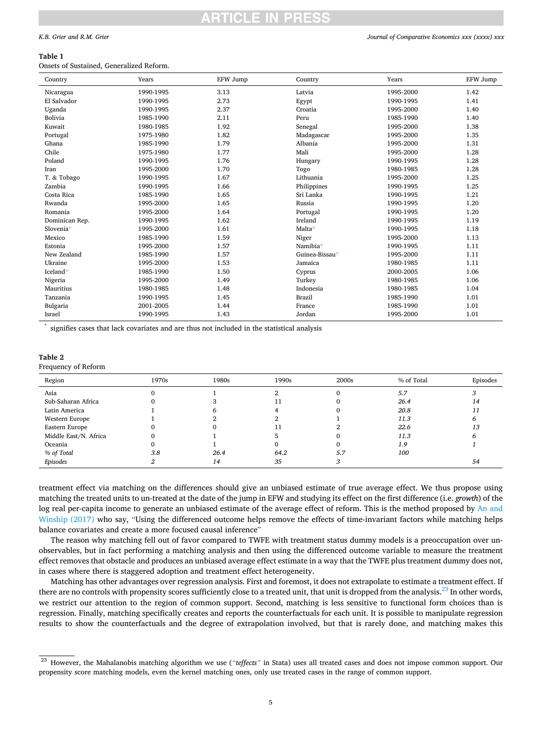**Table 1**
Onsets of Sustained, Generalized Reform.

| Country | Years | EFW Jump | Country | Years | EFW Jump |
|---|---|---|---|---|---|
| Nicaragua | 1990-1995 | 3.13 | Latvia | 1995-2000 | 1.42 |
| El Salvador | 1990-1995 | 2.73 | Egypt | 1990-1995 | 1.41 |
| Uganda | 1990-1995 | 2.37 | Croatia | 1995-2000 | 1.40 |
| Bolivia | 1985-1990 | 2.11 | Peru | 1985-1990 | 1.40 |
| Kuwait | 1980-1985 | 1.92 | Senegal | 1995-2000 | 1.38 |
| Portugal | 1975-1980 | 1.82 | Madagascar | 1995-2000 | 1.35 |
| Ghana | 1985-1990 | 1.79 | Albania | 1995-2000 | 1.31 |
| Chile | 1975-1980 | 1.77 | Mali | 1995-2000 | 1.28 |
| Poland | 1990-1995 | 1.76 | Hungary | 1990-1995 | 1.28 |
| Iran | 1995-2000 | 1.70 | Togo | 1980-1985 | 1.28 |
| T. & Tobago | 1990-1995 | 1.67 | Lithuania | 1995-2000 | 1.25 |
| Zambia | 1990-1995 | 1.66 | Philippines | 1990-1995 | 1.25 |
| Costa Rica | 1985-1990 | 1.65 | Sri Lanka | 1990-1995 | 1.21 |
| Rwanda | 1995-2000 | 1.65 | Russia | 1990-1995 | 1.20 |
| Romania | 1995-2000 | 1.64 | Portugal | 1990-1995 | 1.20 |
| Dominican Rep. | 1990-1995 | 1.62 | Ireland | 1990-1995 | 1.19 |
| Slovenia* | 1995-2000 | 1.61 | Malta* | 1990-1995 | 1.18 |
| Mexico | 1985-1990 | 1.59 | Niger | 1995-2000 | 1.13 |
| Estonia | 1995-2000 | 1.57 | Namibia* | 1990-1995 | 1.11 |
| New Zealand | 1985-1990 | 1.57 | Guinea-Bissau* | 1995-2000 | 1.11 |
| Ukraine | 1995-2000 | 1.53 | Jamaica | 1980-1985 | 1.11 |
| Iceland* | 1985-1990 | 1.50 | Cyprus | 2000-2005 | 1.06 |
| Nigeria | 1995-2000 | 1.49 | Turkey | 1980-1985 | 1.06 |
| Mauritius | 1980-1985 | 1.48 | Indonesia | 1980-1985 | 1.04 |
| Tanzania | 1990-1995 | 1.45 | Brazil | 1985-1990 | 1.01 |
| Bulgaria | 2001-2005 | 1.44 | France | 1985-1990 | 1.01 |
| Israel | 1990-1995 | 1.43 | Jordan | 1995-2000 | 1.01 |

* signifies cases that lack covariates and are thus not included in the statistical analysis

**Table 2**
Frequency of Reform

| Region | 1970s | 1980s | 1990s | 2000s | % of Total | Episodes |
|---|---|---|---|---|---|---|
| Asia | 0 | 1 | 2 | 0 | *5.7* | *3* |
| Sub-Saharan Africa | 0 | 3 | 11 | 0 | *26.4* | *14* |
| Latin America | 1 | 6 | 4 | 0 | *20.8* | *11* |
| Western Europe | 1 | 2 | 2 | 1 | *11.3* | *6* |
| Eastern Europe | 0 | 0 | 11 | 2 | *22.6* | *13* |
| Middle East/N. Africa | 0 | 1 | 5 | 0 | *11.3* | *6* |
| Oceania | 0 | 1 | 0 | 0 | *1.9* | *1* |
| *% of Total* | *3.8* | *26.4* | *64.2* | *5.7* | *100* | |
| *Episodes* | *2* | *14* | *35* | *3* | | *54* |

treatment effect via matching on the differences should give an unbiased estimate of true average effect. We thus propose using matching the treated units to un-treated at the date of the jump in EFW and studying its effect on the first difference (i.e. *growth*) of the log real per-capita income to generate an unbiased estimate of the average effect of reform. This is the method proposed by An and Winship (2017) who say, "Using the differenced outcome helps remove the effects of time-invariant factors while matching helps balance covariates and create a more focused causal inference"

The reason why matching fell out of favor compared to TWFE with treatment status dummy models is a preoccupation over unobservables, but in fact performing a matching analysis and then using the differenced outcome variable to measure the treatment effect removes that obstacle and produces an unbiased average effect estimate in a way that the TWFE plus treatment dummy does not, in cases where there is staggered adoption and treatment effect heterogeneity.

Matching has other advantages over regression analysis. First and foremost, it does not extrapolate to estimate a treatment effect. If there are no controls with propensity scores sufficiently close to a treated unit, that unit is dropped from the analysis.[23] In other words, we restrict our attention to the region of common support. Second, matching is less sensitive to functional form choices than is regression. Finally, matching specifically creates and reports the counterfactuals for each unit. It is possible to manipulate regression results to show the counterfactuals and the degree of extrapolation involved, but that is rarely done, and matching makes this

[23] However, the Mahalanobis matching algorithm we use (*"teffects"* in Stata) uses all treated cases and does not impose common support. Our propensity score matching models, even the kernel matching ones, only use treated cases in the range of common support.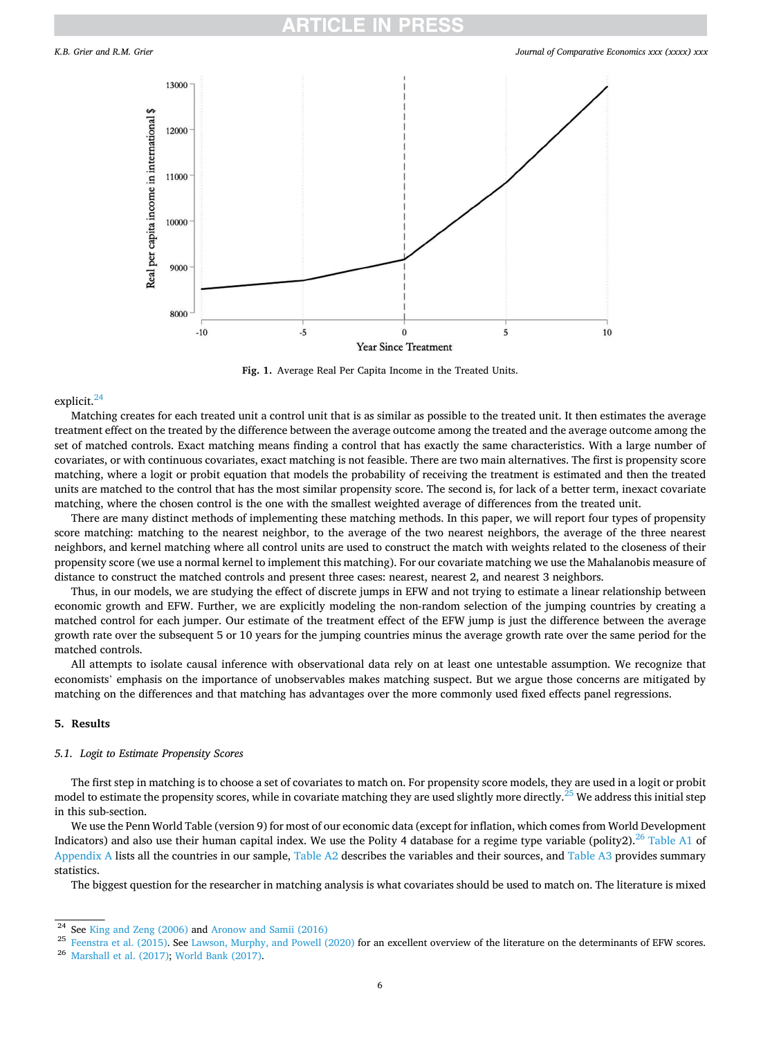Real per capita income in international $

13000

12000

11000

10000

9000

8000

-10

-5

0

5

10

Year Since Treatment

**Fig. 1.** Average Real Per Capita Income in the Treated Units.

explicit.[24]

Matching creates for each treated unit a control unit that is as similar as possible to the treated unit. It then estimates the average treatment effect on the treated by the difference between the average outcome among the treated and the average outcome among the set of matched controls. Exact matching means finding a control that has exactly the same characteristics. With a large number of covariates, or with continuous covariates, exact matching is not feasible. There are two main alternatives. The first is propensity score matching, where a logit or probit equation that models the probability of receiving the treatment is estimated and then the treated units are matched to the control that has the most similar propensity score. The second is, for lack of a better term, inexact covariate matching, where the chosen control is the one with the smallest weighted average of differences from the treated unit.

There are many distinct methods of implementing these matching methods. In this paper, we will report four types of propensity score matching: matching to the nearest neighbor, to the average of the two nearest neighbors, the average of the three nearest neighbors, and kernel matching where all control units are used to construct the match with weights related to the closeness of their propensity score (we use a normal kernel to implement this matching). For our covariate matching we use the Mahalanobis measure of distance to construct the matched controls and present three cases: nearest, nearest 2, and nearest 3 neighbors.

Thus, in our models, we are studying the effect of discrete jumps in EFW and not trying to estimate a linear relationship between economic growth and EFW. Further, we are explicitly modeling the non-random selection of the jumping countries by creating a matched control for each jumper. Our estimate of the treatment effect of the EFW jump is just the difference between the average growth rate over the subsequent 5 or 10 years for the jumping countries minus the average growth rate over the same period for the matched controls.

All attempts to isolate causal inference with observational data rely on at least one untestable assumption. We recognize that economists' emphasis on the importance of unobservables makes matching suspect. But we argue those concerns are mitigated by matching on the differences and that matching has advantages over the more commonly used fixed effects panel regressions.

## 5. Results

### 5.1. *Logit to Estimate Propensity Scores*

The first step in matching is to choose a set of covariates to match on. For propensity score models, they are used in a logit or probit model to estimate the propensity scores, while in covariate matching they are used slightly more directly.[25] We address this initial step in this sub-section.

We use the Penn World Table (version 9) for most of our economic data (except for inflation, which comes from World Development Indicators) and also use their human capital index. We use the Polity 4 database for a regime type variable (polity2).[26] Table A1 of Appendix A lists all the countries in our sample, Table A2 describes the variables and their sources, and Table A3 provides summary statistics.

The biggest question for the researcher in matching analysis is what covariates should be used to match on. The literature is mixed

---

[24] See King and Zeng (2006) and Aronow and Samii (2016)

[25] Feenstra et al. (2015). See Lawson, Murphy, and Powell (2020) for an excellent overview of the literature on the determinants of EFW scores.

[26] Marshall et al. (2017); World Bank (2017).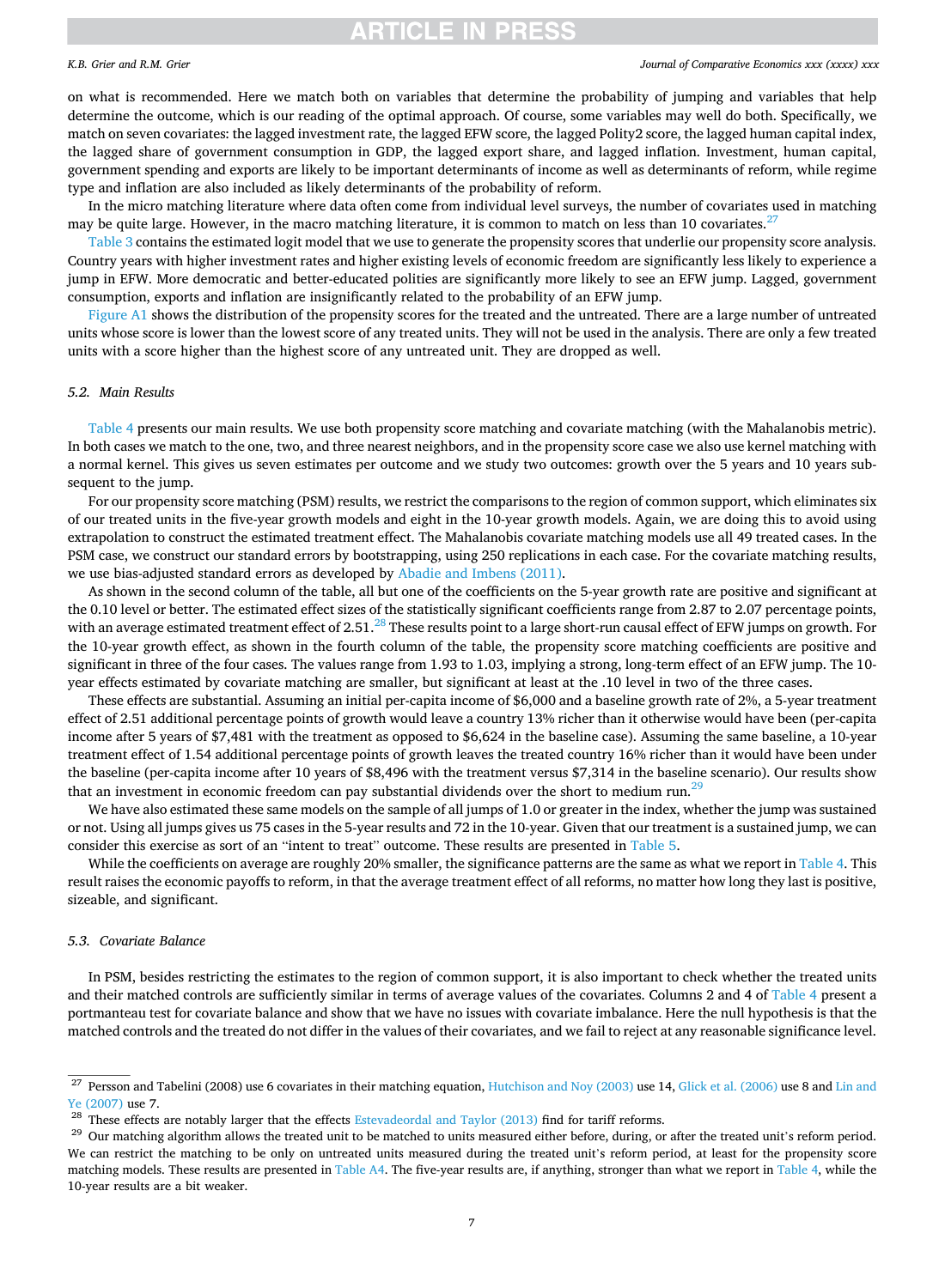on what is recommended. Here we match both on variables that determine the probability of jumping and variables that help determine the outcome, which is our reading of the optimal approach. Of course, some variables may well do both. Specifically, we match on seven covariates: the lagged investment rate, the lagged EFW score, the lagged Polity2 score, the lagged human capital index, the lagged share of government consumption in GDP, the lagged export share, and lagged inflation. Investment, human capital, government spending and exports are likely to be important determinants of income as well as determinants of reform, while regime type and inflation are also included as likely determinants of the probability of reform.

In the micro matching literature where data often come from individual level surveys, the number of covariates used in matching may be quite large. However, in the macro matching literature, it is common to match on less than 10 covariates.[27]

Table 3 contains the estimated logit model that we use to generate the propensity scores that underlie our propensity score analysis. Country years with higher investment rates and higher existing levels of economic freedom are significantly less likely to experience a jump in EFW. More democratic and better-educated polities are significantly more likely to see an EFW jump. Lagged, government consumption, exports and inflation are insignificantly related to the probability of an EFW jump.

Figure A1 shows the distribution of the propensity scores for the treated and the untreated. There are a large number of untreated units whose score is lower than the lowest score of any treated units. They will not be used in the analysis. There are only a few treated units with a score higher than the highest score of any untreated unit. They are dropped as well.

### 5.2. Main Results

Table 4 presents our main results. We use both propensity score matching and covariate matching (with the Mahalanobis metric). In both cases we match to the one, two, and three nearest neighbors, and in the propensity score case we also use kernel matching with a normal kernel. This gives us seven estimates per outcome and we study two outcomes: growth over the 5 years and 10 years subsequent to the jump.

For our propensity score matching (PSM) results, we restrict the comparisons to the region of common support, which eliminates six of our treated units in the five-year growth models and eight in the 10-year growth models. Again, we are doing this to avoid using extrapolation to construct the estimated treatment effect. The Mahalanobis covariate matching models use all 49 treated cases. In the PSM case, we construct our standard errors by bootstrapping, using 250 replications in each case. For the covariate matching results, we use bias-adjusted standard errors as developed by Abadie and Imbens (2011).

As shown in the second column of the table, all but one of the coefficients on the 5-year growth rate are positive and significant at the 0.10 level or better. The estimated effect sizes of the statistically significant coefficients range from 2.87 to 2.07 percentage points, with an average estimated treatment effect of 2.51.[28] These results point to a large short-run causal effect of EFW jumps on growth. For the 10-year growth effect, as shown in the fourth column of the table, the propensity score matching coefficients are positive and significant in three of the four cases. The values range from 1.93 to 1.03, implying a strong, long-term effect of an EFW jump. The 10-year effects estimated by covariate matching are smaller, but significant at least at the .10 level in two of the three cases.

These effects are substantial. Assuming an initial per-capita income of $6,000 and a baseline growth rate of 2%, a 5-year treatment effect of 2.51 additional percentage points of growth would leave a country 13% richer than it otherwise would have been (per-capita income after 5 years of $7,481 with the treatment as opposed to $6,624 in the baseline case). Assuming the same baseline, a 10-year treatment effect of 1.54 additional percentage points of growth leaves the treated country 16% richer than it would have been under the baseline (per-capita income after 10 years of $8,496 with the treatment versus $7,314 in the baseline scenario). Our results show that an investment in economic freedom can pay substantial dividends over the short to medium run.[29]

We have also estimated these same models on the sample of all jumps of 1.0 or greater in the index, whether the jump was sustained or not. Using all jumps gives us 75 cases in the 5-year results and 72 in the 10-year. Given that our treatment is a sustained jump, we can consider this exercise as sort of an "intent to treat" outcome. These results are presented in Table 5.

While the coefficients on average are roughly 20% smaller, the significance patterns are the same as what we report in Table 4. This result raises the economic payoffs to reform, in that the average treatment effect of all reforms, no matter how long they last is positive, sizeable, and significant.

### 5.3. Covariate Balance

In PSM, besides restricting the estimates to the region of common support, it is also important to check whether the treated units and their matched controls are sufficiently similar in terms of average values of the covariates. Columns 2 and 4 of Table 4 present a portmanteau test for covariate balance and show that we have no issues with covariate imbalance. Here the null hypothesis is that the matched controls and the treated do not differ in the values of their covariates, and we fail to reject at any reasonable significance level.

---

[27] Persson and Tabelini (2008) use 6 covariates in their matching equation, Hutchison and Noy (2003) use 14, Glick et al. (2006) use 8 and Lin and Ye (2007) use 7.

[28] These effects are notably larger that the effects Estevadeordal and Taylor (2013) find for tariff reforms.

[29] Our matching algorithm allows the treated unit to be matched to units measured either before, during, or after the treated unit's reform period. We can restrict the matching to be only on untreated units measured during the treated unit's reform period, at least for the propensity score matching models. These results are presented in Table A4. The five-year results are, if anything, stronger than what we report in Table 4, while the 10-year results are a bit weaker.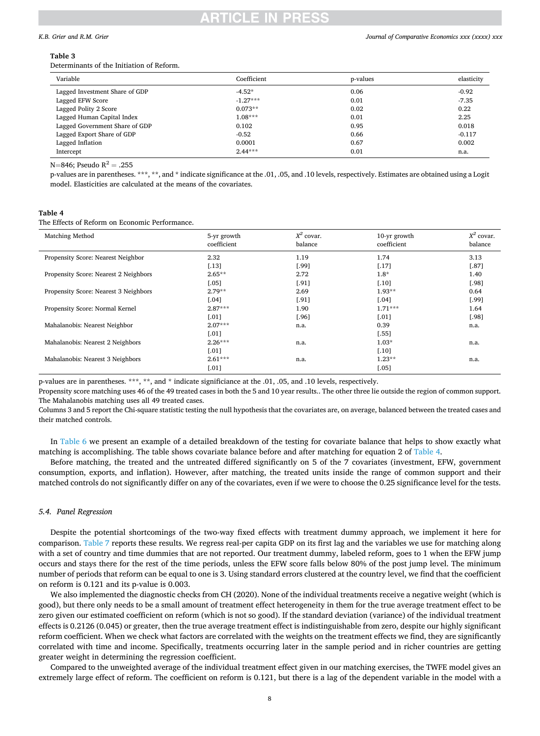**Table 3**
Determinants of the Initiation of Reform.

| Variable | Coefficient | p-values | elasticity |
|---|---|---|---|
| Lagged Investment Share of GDP | -4.52* | 0.06 | -0.92 |
| Lagged EFW Score | -1.27*** | 0.01 | -7.35 |
| Lagged Polity 2 Score | 0.073** | 0.02 | 0.22 |
| Lagged Human Capital Index | 1.08*** | 0.01 | 2.25 |
| Lagged Government Share of GDP | 0.102 | 0.95 | 0.018 |
| Lagged Export Share of GDP | -0.52 | 0.66 | -0.117 |
| Lagged Inflation | 0.0001 | 0.67 | 0.002 |
| Intercept | 2.44*** | 0.01 | n.a. |

N=846; Pseudo $R^2 = .255$

p-values are in parentheses. ***, **, and * indicate significance at the .01, .05, and .10 levels, respectively. Estimates are obtained using a Logit model. Elasticities are calculated at the means of the covariates.

**Table 4**
The Effects of Reform on Economic Performance.

| Matching Method | 5-yr growth coefficient | $X^2$ covar. balance | 10-yr growth coefficient | $X^2$ covar. balance |
|---|---|---|---|---|
| Propensity Score: Nearest Neighbor | 2.32 | 1.19 | 1.74 | 3.13 |
| | [.13] | [.99] | [.17] | [.87] |
| Propensity Score: Nearest 2 Neighbors | 2.65** | 2.72 | 1.8* | 1.40 |
| | [.05] | [.91] | [.10] | [.98] |
| Propensity Score: Nearest 3 Neighbors | 2.79** | 2.69 | 1.93** | 0.64 |
| | [.04] | [.91] | [.04] | [.99] |
| Propensity Score: Normal Kernel | 2.87*** | 1.90 | 1.71*** | 1.64 |
| | [.01] | [.96] | [.01] | [.98] |
| Mahalanobis: Nearest Neighbor | 2.07*** | n.a. | 0.39 | n.a. |
| | [.01] | | [.55] | |
| Mahalanobis: Nearest 2 Neighbors | 2.26*** | n.a. | 1.03* | n.a. |
| | [.01] | | [.10] | |
| Mahalanobis: Nearest 3 Neighbors | 2.61*** | n.a. | 1.23** | n.a. |
| | [.01] | | [.05] | |

p-values are in parentheses. ***, **, and * indicate significance at the .01, .05, and .10 levels, respectively.
Propensity score matching uses 46 of the 49 treated cases in both the 5 and 10 year results.. The other three lie outside the region of common support. The Mahalanobis matching uses all 49 treated cases.
Columns 3 and 5 report the Chi-square statistic testing the null hypothesis that the covariates are, on average, balanced between the treated cases and their matched controls.

In Table 6 we present an example of a detailed breakdown of the testing for covariate balance that helps to show exactly what matching is accomplishing. The table shows covariate balance before and after matching for equation 2 of Table 4.

Before matching, the treated and the untreated differed significantly on 5 of the 7 covariates (investment, EFW, government consumption, exports, and inflation). However, after matching, the treated units inside the range of common support and their matched controls do not significantly differ on any of the covariates, even if we were to choose the 0.25 significance level for the tests.

### *5.4. Panel Regression*

Despite the potential shortcomings of the two-way fixed effects with treatment dummy approach, we implement it here for comparison. Table 7 reports these results. We regress real-per capita GDP on its first lag and the variables we use for matching along with a set of country and time dummies that are not reported. Our treatment dummy, labeled reform, goes to 1 when the EFW jump occurs and stays there for the rest of the time periods, unless the EFW score falls below 80% of the post jump level. The minimum number of periods that reform can be equal to one is 3. Using standard errors clustered at the country level, we find that the coefficient on reform is 0.121 and its p-value is 0.003.

We also implemented the diagnostic checks from CH (2020). None of the individual treatments receive a negative weight (which is good), but there only needs to be a small amount of treatment effect heterogeneity in them for the true average treatment effect to be zero given our estimated coefficient on reform (which is not so good). If the standard deviation (variance) of the individual treatment effects is 0.2126 (0.045) or greater, then the true average treatment effect is indistinguishable from zero, despite our highly significant reform coefficient. When we check what factors are correlated with the weights on the treatment effects we find, they are significantly correlated with time and income. Specifically, treatments occurring later in the sample period and in richer countries are getting greater weight in determining the regression coefficient.

Compared to the unweighted average of the individual treatment effect given in our matching exercises, the TWFE model gives an extremely large effect of reform. The coefficient on reform is 0.121, but there is a lag of the dependent variable in the model with a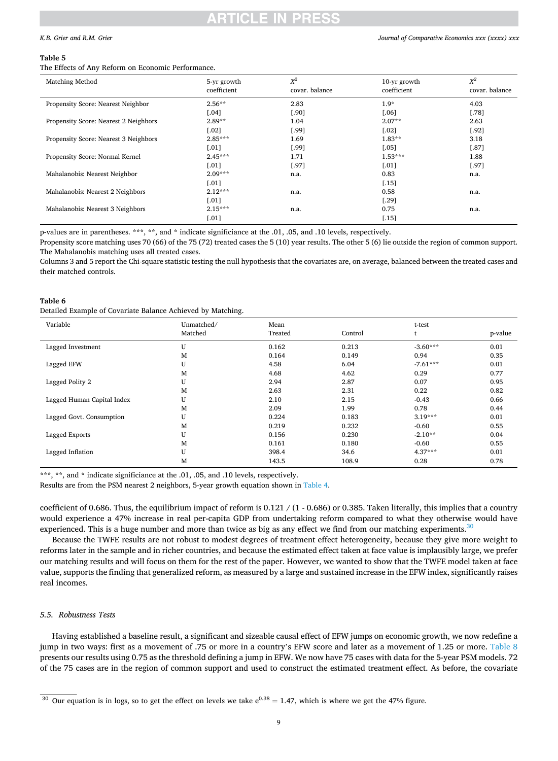**Table 5**

The Effects of Any Reform on Economic Performance.

| Matching Method | 5-yr growth coefficient | $X^2$ covar. balance | 10-yr growth coefficient | $X^2$ covar. balance |
|---|---|---|---|---|
| Propensity Score: Nearest Neighbor | 2.56** | 2.83 | 1.9* | 4.03 |
| | [.04] | [.90] | [.06] | [.78] |
| Propensity Score: Nearest 2 Neighbors | 2.89** | 1.04 | 2.07** | 2.63 |
| | [.02] | [.99] | [.02] | [.92] |
| Propensity Score: Nearest 3 Neighbors | 2.85*** | 1.69 | 1.83** | 3.18 |
| | [.01] | [.99] | [.05] | [.87] |
| Propensity Score: Normal Kernel | 2.45*** | 1.71 | 1.53*** | 1.88 |
| | [.01] | [.97] | [.01] | [.97] |
| Mahalanobis: Nearest Neighbor | 2.09*** | n.a. | 0.83 | n.a. |
| | [.01] | | [.15] | |
| Mahalanobis: Nearest 2 Neighbors | 2.12*** | n.a. | 0.58 | n.a. |
| | [.01] | | [.29] | |
| Mahalanobis: Nearest 3 Neighbors | 2.15*** | n.a. | 0.75 | n.a. |
| | [.01] | | [.15] | |

p-values are in parentheses. ***, **, and * indicate significiance at the .01, .05, and .10 levels, respectively.

Propensity score matching uses 70 (66) of the 75 (72) treated cases the 5 (10) year results. The other 5 (6) lie outside the region of common support. The Mahalanobis matching uses all treated cases.

Columns 3 and 5 report the Chi-square statistic testing the null hypothesis that the covariates are, on average, balanced between the treated cases and their matched controls.

**Table 6**

Detailed Example of Covariate Balance Achieved by Matching.

| Variable | Unmatched/ Matched | Mean Treated | Control | t-test t | p-value |
|---|---|---|---|---|---|
| Lagged Investment | U | 0.162 | 0.213 | -3.60*** | 0.01 |
| | M | 0.164 | 0.149 | 0.94 | 0.35 |
| Lagged EFW | U | 4.58 | 6.04 | -7.61*** | 0.01 |
| | M | 4.68 | 4.62 | 0.29 | 0.77 |
| Lagged Polity 2 | U | 2.94 | 2.87 | 0.07 | 0.95 |
| | M | 2.63 | 2.31 | 0.22 | 0.82 |
| Lagged Human Capital Index | U | 2.10 | 2.15 | -0.43 | 0.66 |
| | M | 2.09 | 1.99 | 0.78 | 0.44 |
| Lagged Govt. Consumption | U | 0.224 | 0.183 | 3.19*** | 0.01 |
| | M | 0.219 | 0.232 | -0.60 | 0.55 |
| Lagged Exports | U | 0.156 | 0.230 | -2.10** | 0.04 |
| | M | 0.161 | 0.180 | -0.60 | 0.55 |
| Lagged Inflation | U | 398.4 | 34.6 | 4.37*** | 0.01 |
| | M | 143.5 | 108.9 | 0.28 | 0.78 |

***, **, and * indicate significiance at the .01, .05, and .10 levels, respectively.

Results are from the PSM nearest 2 neighbors, 5-year growth equation shown in Table 4.

coefficient of 0.686. Thus, the equilibrium impact of reform is 0.121 / (1 - 0.686) or 0.385. Taken literally, this implies that a country would experience a 47% increase in real per-capita GDP from undertaking reform compared to what they otherwise would have experienced. This is a huge number and more than twice as big as any effect we find from our matching experiments.[30]

Because the TWFE results are not robust to modest degrees of treatment effect heterogeneity, because they give more weight to reforms later in the sample and in richer countries, and because the estimated effect taken at face value is implausibly large, we prefer our matching results and will focus on them for the rest of the paper. However, we wanted to show that the TWFE model taken at face value, supports the finding that generalized reform, as measured by a large and sustained increase in the EFW index, significantly raises real incomes.

### *5.5. Robustness Tests*

Having established a baseline result, a significant and sizeable causal effect of EFW jumps on economic growth, we now redefine a jump in two ways: first as a movement of .75 or more in a country's EFW score and later as a movement of 1.25 or more. Table 8 presents our results using 0.75 as the threshold defining a jump in EFW. We now have 75 cases with data for the 5-year PSM models. 72 of the 75 cases are in the region of common support and used to construct the estimated treatment effect. As before, the covariate

[30] Our equation is in logs, so to get the effect on levels we take $e^{0.38} = 1.47$, which is where we get the 47% figure.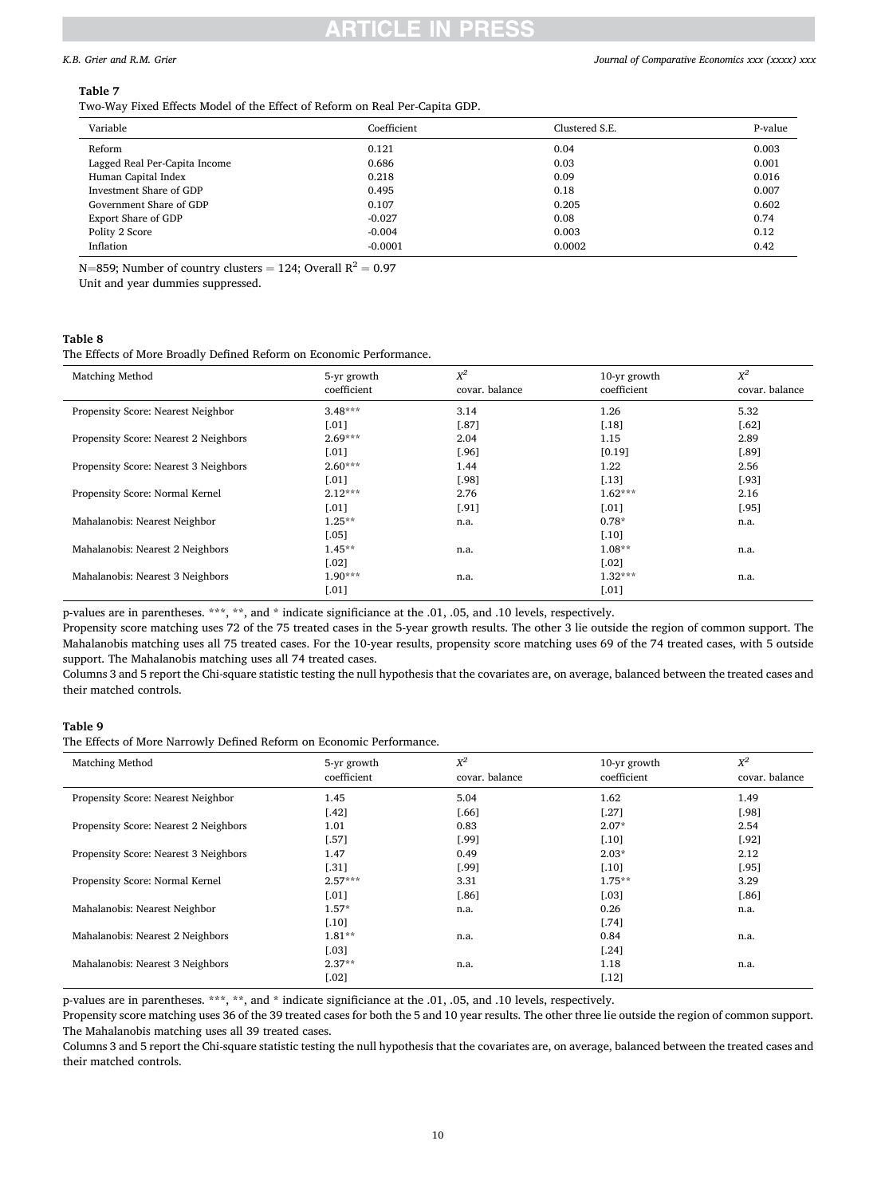**Table 7**

Two-Way Fixed Effects Model of the Effect of Reform on Real Per-Capita GDP.

| Variable | Coefficient | Clustered S.E. | P-value |
|---|---|---|---|
| Reform | 0.121 | 0.04 | 0.003 |
| Lagged Real Per-Capita Income | 0.686 | 0.03 | 0.001 |
| Human Capital Index | 0.218 | 0.09 | 0.016 |
| Investment Share of GDP | 0.495 | 0.18 | 0.007 |
| Government Share of GDP | 0.107 | 0.205 | 0.602 |
| Export Share of GDP | -0.027 | 0.08 | 0.74 |
| Polity 2 Score | -0.004 | 0.003 | 0.12 |
| Inflation | -0.0001 | 0.0002 | 0.42 |

N=859; Number of country clusters = 124; Overall $R^2 = 0.97$

Unit and year dummies suppressed.

**Table 8**

The Effects of More Broadly Defined Reform on Economic Performance.

| Matching Method | 5-yr growth coefficient | $X^2$ covar. balance | 10-yr growth coefficient | $X^2$ covar. balance |
|---|---|---|---|---|
| Propensity Score: Nearest Neighbor | 3.48*** | 3.14 | 1.26 | 5.32 |
| | [.01] | [.87] | [.18] | [.62] |
| Propensity Score: Nearest 2 Neighbors | 2.69*** | 2.04 | 1.15 | 2.89 |
| | [.01] | [.96] | [0.19] | [.89] |
| Propensity Score: Nearest 3 Neighbors | 2.60*** | 1.44 | 1.22 | 2.56 |
| | [.01] | [.98] | [.13] | [.93] |
| Propensity Score: Normal Kernel | 2.12*** | 2.76 | 1.62*** | 2.16 |
| | [.01] | [.91] | [.01] | [.95] |
| Mahalanobis: Nearest Neighbor | 1.25** | n.a. | 0.78* | n.a. |
| | [.05] | | [.10] | |
| Mahalanobis: Nearest 2 Neighbors | 1.45** | n.a. | 1.08** | n.a. |
| | [.02] | | [.02] | |
| Mahalanobis: Nearest 3 Neighbors | 1.90*** | n.a. | 1.32*** | n.a. |
| | [.01] | | [.01] | |

p-values are in parentheses. ***, **, and * indicate significiance at the .01, .05, and .10 levels, respectively.

Propensity score matching uses 72 of the 75 treated cases in the 5-year growth results. The other 3 lie outside the region of common support. The Mahalanobis matching uses all 75 treated cases. For the 10-year results, propensity score matching uses 69 of the 74 treated cases, with 5 outside support. The Mahalanobis matching uses all 74 treated cases.

Columns 3 and 5 report the Chi-square statistic testing the null hypothesis that the covariates are, on average, balanced between the treated cases and their matched controls.

**Table 9**

The Effects of More Narrowly Defined Reform on Economic Performance.

| Matching Method | 5-yr growth coefficient | $X^2$ covar. balance | 10-yr growth coefficient | $X^2$ covar. balance |
|---|---|---|---|---|
| Propensity Score: Nearest Neighbor | 1.45 | 5.04 | 1.62 | 1.49 |
| | [.42] | [.66] | [.27] | [.98] |
| Propensity Score: Nearest 2 Neighbors | 1.01 | 0.83 | 2.07* | 2.54 |
| | [.57] | [.99] | [.10] | [.92] |
| Propensity Score: Nearest 3 Neighbors | 1.47 | 0.49 | 2.03* | 2.12 |
| | [.31] | [.99] | [.10] | [.95] |
| Propensity Score: Normal Kernel | 2.57*** | 3.31 | 1.75** | 3.29 |
| | [.01] | [.86] | [.03] | [.86] |
| Mahalanobis: Nearest Neighbor | 1.57* | n.a. | 0.26 | n.a. |
| | [.10] | | [.74] | |
| Mahalanobis: Nearest 2 Neighbors | 1.81** | n.a. | 0.84 | n.a. |
| | [.03] | | [.24] | |
| Mahalanobis: Nearest 3 Neighbors | 2.37** | n.a. | 1.18 | n.a. |
| | [.02] | | [.12] | |

p-values are in parentheses. ***, **, and * indicate significiance at the .01, .05, and .10 levels, respectively.

Propensity score matching uses 36 of the 39 treated cases for both the 5 and 10 year results. The other three lie outside the region of common support. The Mahalanobis matching uses all 39 treated cases.

Columns 3 and 5 report the Chi-square statistic testing the null hypothesis that the covariates are, on average, balanced between the treated cases and their matched controls.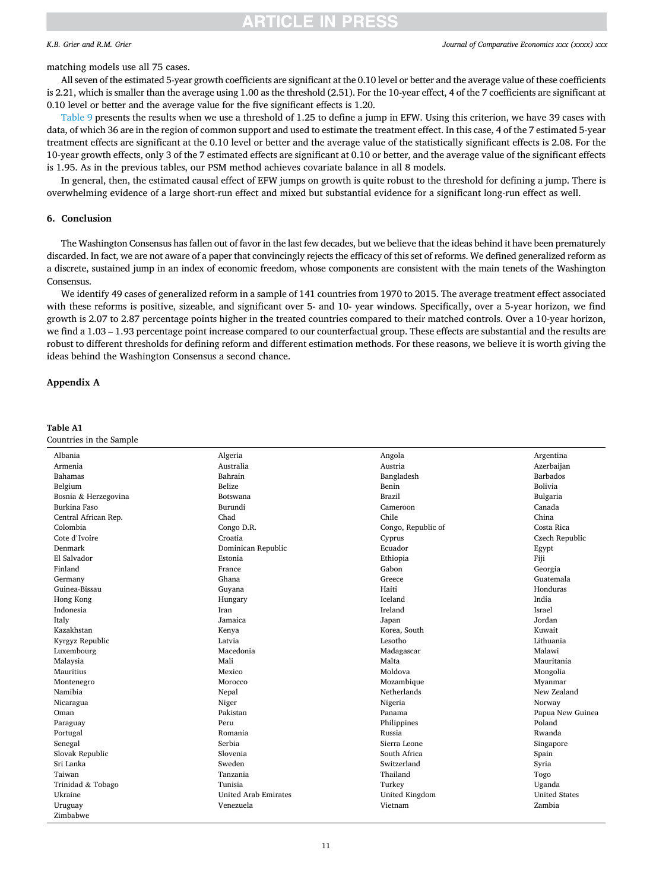matching models use all 75 cases.

All seven of the estimated 5-year growth coefficients are significant at the 0.10 level or better and the average value of these coefficients is 2.21, which is smaller than the average using 1.00 as the threshold (2.51). For the 10-year effect, 4 of the 7 coefficients are significant at 0.10 level or better and the average value for the five significant effects is 1.20.

Table 9 presents the results when we use a threshold of 1.25 to define a jump in EFW. Using this criterion, we have 39 cases with data, of which 36 are in the region of common support and used to estimate the treatment effect. In this case, 4 of the 7 estimated 5-year treatment effects are significant at the 0.10 level or better and the average value of the statistically significant effects is 2.08. For the 10-year growth effects, only 3 of the 7 estimated effects are significant at 0.10 or better, and the average value of the significant effects is 1.95. As in the previous tables, our PSM method achieves covariate balance in all 8 models.

In general, then, the estimated causal effect of EFW jumps on growth is quite robust to the threshold for defining a jump. There is overwhelming evidence of a large short-run effect and mixed but substantial evidence for a significant long-run effect as well.

## 6. Conclusion

The Washington Consensus has fallen out of favor in the last few decades, but we believe that the ideas behind it have been prematurely discarded. In fact, we are not aware of a paper that convincingly rejects the efficacy of this set of reforms. We defined generalized reform as a discrete, sustained jump in an index of economic freedom, whose components are consistent with the main tenets of the Washington Consensus.

We identify 49 cases of generalized reform in a sample of 141 countries from 1970 to 2015. The average treatment effect associated with these reforms is positive, sizeable, and significant over 5- and 10- year windows. Specifically, over a 5-year horizon, we find growth is 2.07 to 2.87 percentage points higher in the treated countries compared to their matched controls. Over a 10-year horizon, we find a 1.03 – 1.93 percentage point increase compared to our counterfactual group. These effects are substantial and the results are robust to different thresholds for defining reform and different estimation methods. For these reasons, we believe it is worth giving the ideas behind the Washington Consensus a second chance.

## Appendix A

**Table A1**
Countries in the Sample

| | | | |
|---|---|---|---|
| Albania | Algeria | Angola | Argentina |
| Armenia | Australia | Austria | Azerbaijan |
| Bahamas | Bahrain | Bangladesh | Barbados |
| Belgium | Belize | Benin | Bolivia |
| Bosnia & Herzegovina | Botswana | Brazil | Bulgaria |
| Burkina Faso | Burundi | Cameroon | Canada |
| Central African Rep. | Chad | Chile | China |
| Colombia | Congo D.R. | Congo, Republic of | Costa Rica |
| Cote d'Ivoire | Croatia | Cyprus | Czech Republic |
| Denmark | Dominican Republic | Ecuador | Egypt |
| El Salvador | Estonia | Ethiopia | Fiji |
| Finland | France | Gabon | Georgia |
| Germany | Ghana | Greece | Guatemala |
| Guinea-Bissau | Guyana | Haiti | Honduras |
| Hong Kong | Hungary | Iceland | India |
| Indonesia | Iran | Ireland | Israel |
| Italy | Jamaica | Japan | Jordan |
| Kazakhstan | Kenya | Korea, South | Kuwait |
| Kyrgyz Republic | Latvia | Lesotho | Lithuania |
| Luxembourg | Macedonia | Madagascar | Malawi |
| Malaysia | Mali | Malta | Mauritania |
| Mauritius | Mexico | Moldova | Mongolia |
| Montenegro | Morocco | Mozambique | Myanmar |
| Namibia | Nepal | Netherlands | New Zealand |
| Nicaragua | Niger | Nigeria | Norway |
| Oman | Pakistan | Panama | Papua New Guinea |
| Paraguay | Peru | Philippines | Poland |
| Portugal | Romania | Russia | Rwanda |
| Senegal | Serbia | Sierra Leone | Singapore |
| Slovak Republic | Slovenia | South Africa | Spain |
| Sri Lanka | Sweden | Switzerland | Syria |
| Taiwan | Tanzania | Thailand | Togo |
| Trinidad & Tobago | Tunisia | Turkey | Uganda |
| Ukraine | United Arab Emirates | United Kingdom | United States |
| Uruguay | Venezuela | Vietnam | Zambia |
| Zimbabwe | | | |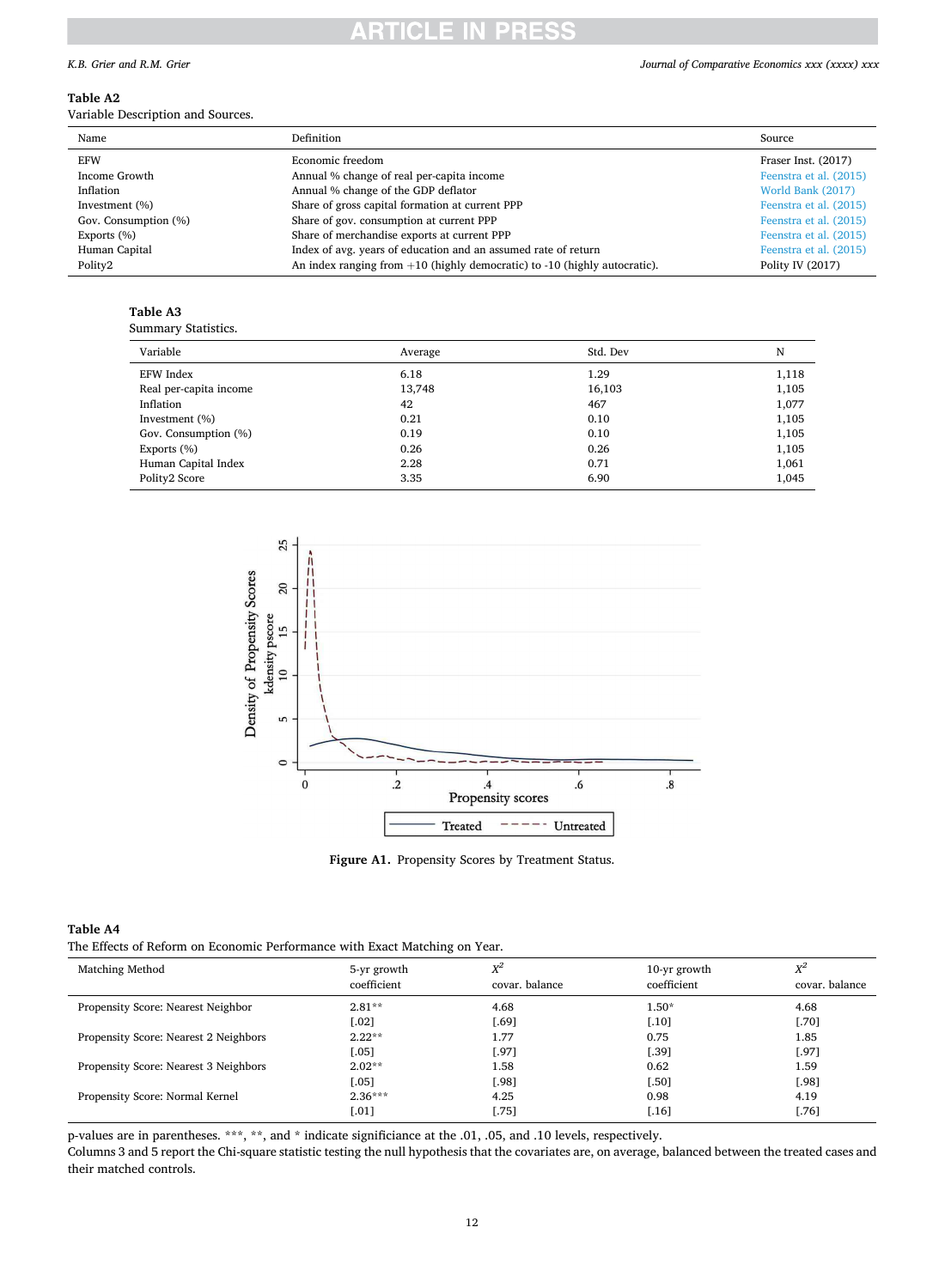**Table A2**
Variable Description and Sources.

| Name | Definition | Source |
|---|---|---|
| EFW | Economic freedom | Fraser Inst. (2017) |
| Income Growth | Annual % change of real per-capita income | Feenstra et al. (2015) |
| Inflation | Annual % change of the GDP deflator | World Bank (2017) |
| Investment (%) | Share of gross capital formation at current PPP | Feenstra et al. (2015) |
| Gov. Consumption (%) | Share of gov. consumption at current PPP | Feenstra et al. (2015) |
| Exports (%) | Share of merchandise exports at current PPP | Feenstra et al. (2015) |
| Human Capital | Index of avg. years of education and an assumed rate of return | Feenstra et al. (2015) |
| Polity2 | An index ranging from +10 (highly democratic) to -10 (highly autocratic). | Polity IV (2017) |

**Table A3**
Summary Statistics.

| Variable | Average | Std. Dev | N |
|---|---|---|---|
| EFW Index | 6.18 | 1.29 | 1,118 |
| Real per-capita income | 13,748 | 16,103 | 1,105 |
| Inflation | 42 | 467 | 1,077 |
| Investment (%) | 0.21 | 0.10 | 1,105 |
| Gov. Consumption (%) | 0.19 | 0.10 | 1,105 |
| Exports (%) | 0.26 | 0.26 | 1,105 |
| Human Capital Index | 2.28 | 0.71 | 1,061 |
| Polity2 Score | 3.35 | 6.90 | 1,045 |

**Figure A1.** Propensity Scores by Treatment Status.

**Table A4**
The Effects of Reform on Economic Performance with Exact Matching on Year.

| Matching Method | 5-yr growth coefficient | $X^2$ covar. balance | 10-yr growth coefficient | $X^2$ covar. balance |
|---|---|---|---|---|
| Propensity Score: Nearest Neighbor | 2.81** | 4.68 | 1.50* | 4.68 |
| | [.02] | [.69] | [.10] | [.70] |
| Propensity Score: Nearest 2 Neighbors | 2.22** | 1.77 | 0.75 | 1.85 |
| | [.05] | [.97] | [.39] | [.97] |
| Propensity Score: Nearest 3 Neighbors | 2.02** | 1.58 | 0.62 | 1.59 |
| | [.05] | [.98] | [.50] | [.98] |
| Propensity Score: Normal Kernel | 2.36*** | 4.25 | 0.98 | 4.19 |
| | [.01] | [.75] | [.16] | [.76] |

p-values are in parentheses. ***, **, and * indicate significance at the .01, .05, and .10 levels, respectively.
Columns 3 and 5 report the Chi-square statistic testing the null hypothesis that the covariates are, on average, balanced between the treated cases and their matched controls.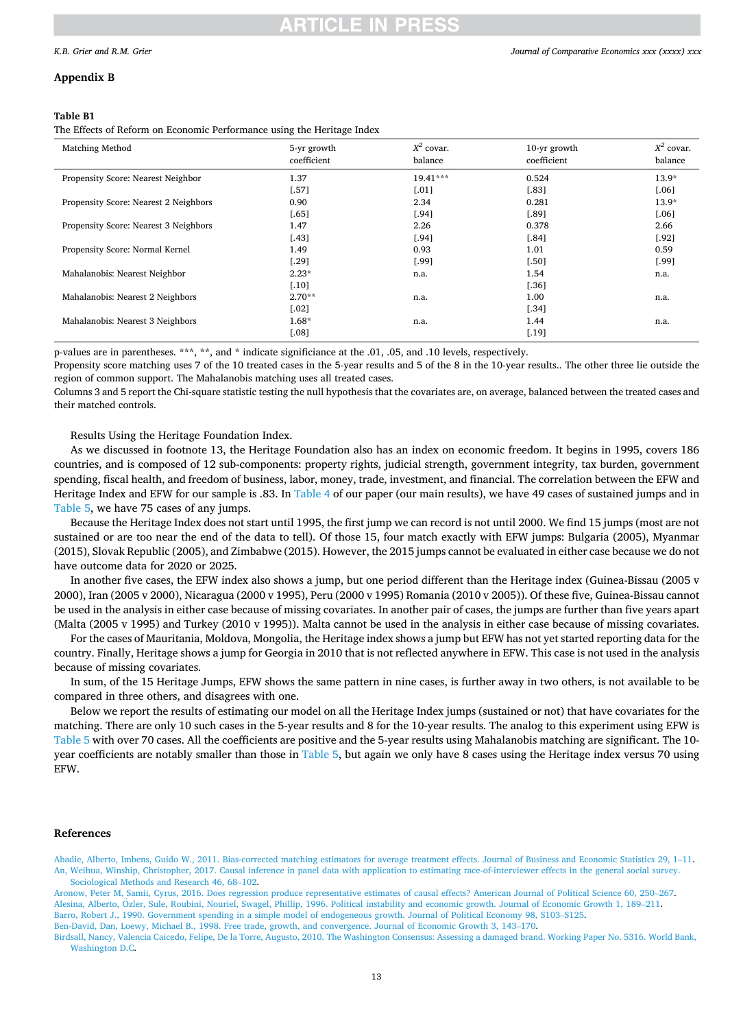## Appendix B

**Table B1**
The Effects of Reform on Economic Performance using the Heritage Index

| Matching Method | 5-yr growth coefficient | $X^2$ covar. balance | 10-yr growth coefficient | $X^2$ covar. balance |
|---|---|---|---|---|
| Propensity Score: Nearest Neighbor | 1.37 | 19.41*** | 0.524 | 13.9* |
| | [.57] | [.01] | [.83] | [.06] |
| Propensity Score: Nearest 2 Neighbors | 0.90 | 2.34 | 0.281 | 13.9* |
| | [.65] | [.94] | [.89] | [.06] |
| Propensity Score: Nearest 3 Neighbors | 1.47 | 2.26 | 0.378 | 2.66 |
| | [.43] | [.94] | [.84] | [.92] |
| Propensity Score: Normal Kernel | 1.49 | 0.93 | 1.01 | 0.59 |
| | [.29] | [.99] | [.50] | [.99] |
| Mahalanobis: Nearest Neighbor | 2.23* | n.a. | 1.54 | n.a. |
| | [.10] | | [.36] | |
| Mahalanobis: Nearest 2 Neighbors | 2.70** | n.a. | 1.00 | n.a. |
| | [.02] | | [.34] | |
| Mahalanobis: Nearest 3 Neighbors | 1.68* | n.a. | 1.44 | n.a. |
| | [.08] | | [.19] | |

p-values are in parentheses. ***, **, and * indicate significiance at the .01, .05, and .10 levels, respectively.
Propensity score matching uses 7 of the 10 treated cases in the 5-year results and 5 of the 8 in the 10-year results.. The other three lie outside the region of common support. The Mahalanobis matching uses all treated cases.
Columns 3 and 5 report the Chi-square statistic testing the null hypothesis that the covariates are, on average, balanced between the treated cases and their matched controls.

Results Using the Heritage Foundation Index.

As we discussed in footnote 13, the Heritage Foundation also has an index on economic freedom. It begins in 1995, covers 186 countries, and is composed of 12 sub-components: property rights, judicial strength, government integrity, tax burden, government spending, fiscal health, and freedom of business, labor, money, trade, investment, and financial. The correlation between the EFW and Heritage Index and EFW for our sample is .83. In Table 4 of our paper (our main results), we have 49 cases of sustained jumps and in Table 5, we have 75 cases of any jumps.

Because the Heritage Index does not start until 1995, the first jump we can record is not until 2000. We find 15 jumps (most are not sustained or are too near the end of the data to tell). Of those 15, four match exactly with EFW jumps: Bulgaria (2005), Myanmar (2015), Slovak Republic (2005), and Zimbabwe (2015). However, the 2015 jumps cannot be evaluated in either case because we do not have outcome data for 2020 or 2025.

In another five cases, the EFW index also shows a jump, but one period different than the Heritage index (Guinea-Bissau (2005 v 2000), Iran (2005 v 2000), Nicaragua (2000 v 1995), Peru (2000 v 1995) Romania (2010 v 2005)). Of these five, Guinea-Bissau cannot be used in the analysis in either case because of missing covariates. In another pair of cases, the jumps are further than five years apart (Malta (2005 v 1995) and Turkey (2010 v 1995)). Malta cannot be used in the analysis in either case because of missing covariates.

For the cases of Mauritania, Moldova, Mongolia, the Heritage index shows a jump but EFW has not yet started reporting data for the country. Finally, Heritage shows a jump for Georgia in 2010 that is not reflected anywhere in EFW. This case is not used in the analysis because of missing covariates.

In sum, of the 15 Heritage Jumps, EFW shows the same pattern in nine cases, is further away in two others, is not available to be compared in three others, and disagrees with one.

Below we report the results of estimating our model on all the Heritage Index jumps (sustained or not) that have covariates for the matching. There are only 10 such cases in the 5-year results and 8 for the 10-year results. The analog to this experiment using EFW is Table 5 with over 70 cases. All the coefficients are positive and the 5-year results using Mahalanobis matching are significant. The 10-year coefficients are notably smaller than those in Table 5, but again we only have 8 cases using the Heritage index versus 70 using EFW.

## References

Abadie, Alberto, Imbens, Guido W., 2011. Bias-corrected matching estimators for average treatment effects. Journal of Business and Economic Statistics 29, 1–11.
An, Weihua, Winship, Christopher, 2017. Causal inference in panel data with application to estimating race-of-interviewer effects in the general social survey. Sociological Methods and Research 46, 68–102.
Aronow, Peter M, Samii, Cyrus, 2016. Does regression produce representative estimates of causal effects? American Journal of Political Science 60, 250–267.
Alesina, Alberto, Özler, Sule, Roubini, Nouriel, Swagel, Phillip, 1996. Political instability and economic growth. Journal of Economic Growth 1, 189–211.
Barro, Robert J., 1990. Government spending in a simple model of endogeneous growth. Journal of Political Economy 98, S103–S125.
Ben-David, Dan, Loewy, Michael B., 1998. Free trade, growth, and convergence. Journal of Economic Growth 3, 143–170.
Birdsall, Nancy, Valencia Caicedo, Felipe, De la Torre, Augusto, 2010. The Washington Consensus: Assessing a damaged brand. Working Paper No. 5316. World Bank, Washington D.C.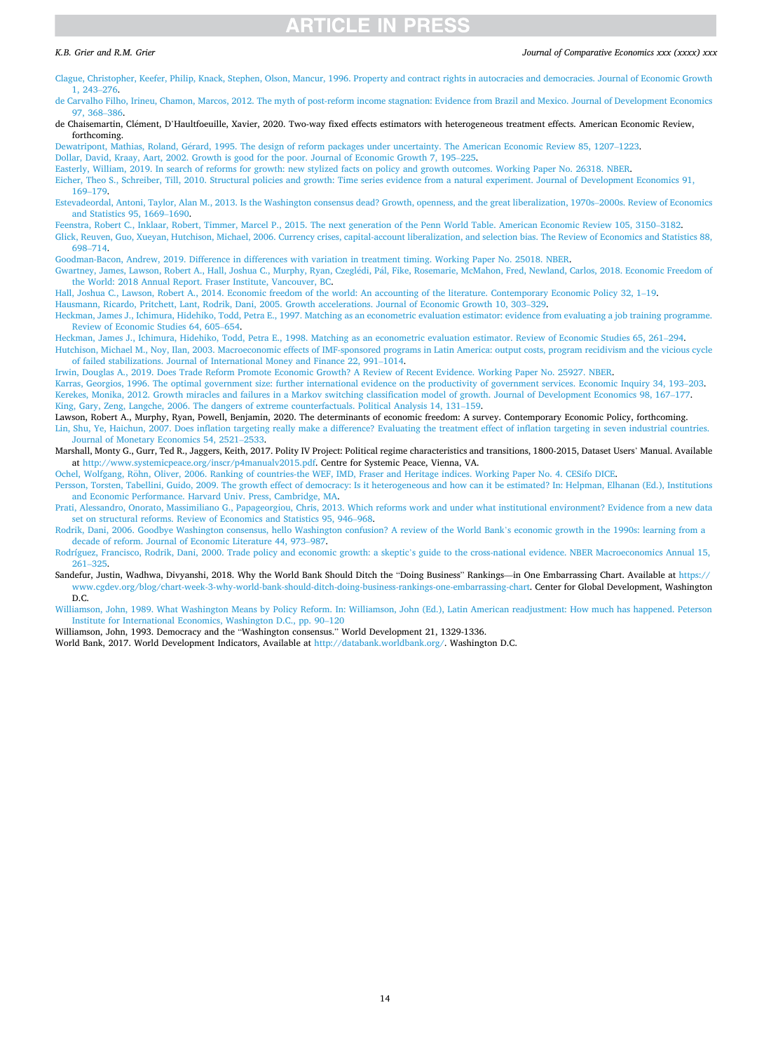Clague, Christopher, Keefer, Philip, Knack, Stephen, Olson, Mancur, 1996. Property and contract rights in autocracies and democracies. Journal of Economic Growth 1, 243–276.

de Carvalho Filho, Irineu, Chamon, Marcos, 2012. The myth of post-reform income stagnation: Evidence from Brazil and Mexico. Journal of Development Economics 97, 368–386.

de Chaisemartin, Clément, D'Haultfoeuille, Xavier, 2020. Two-way fixed effects estimators with heterogeneous treatment effects. American Economic Review, forthcoming.

Dewatripont, Mathias, Roland, Gérard, 1995. The design of reform packages under uncertainty. The American Economic Review 85, 1207–1223.

Dollar, David, Kraay, Aart, 2002. Growth is good for the poor. Journal of Economic Growth 7, 195–225.

Easterly, William, 2019. In search of reforms for growth: new stylized facts on policy and growth outcomes. Working Paper No. 26318. NBER.

Eicher, Theo S., Schreiber, Till, 2010. Structural policies and growth: Time series evidence from a natural experiment. Journal of Development Economics 91, 169–179.

Estevadeordal, Antoni, Taylor, Alan M., 2013. Is the Washington consensus dead? Growth, openness, and the great liberalization, 1970s–2000s. Review of Economics and Statistics 95, 1669–1690.

Feenstra, Robert C., Inklaar, Robert, Timmer, Marcel P., 2015. The next generation of the Penn World Table. American Economic Review 105, 3150–3182.

Glick, Reuven, Guo, Xueyan, Hutchison, Michael, 2006. Currency crises, capital-account liberalization, and selection bias. The Review of Economics and Statistics 88, 698–714.

Goodman-Bacon, Andrew, 2019. Difference in differences with variation in treatment timing. Working Paper No. 25018. NBER.

Gwartney, James, Lawson, Robert A., Hall, Joshua C., Murphy, Ryan, Czeglédi, Pál, Fike, Rosemarie, McMahon, Fred, Newland, Carlos, 2018. Economic Freedom of the World: 2018 Annual Report. Fraser Institute, Vancouver, BC.

Hall, Joshua C., Lawson, Robert A., 2014. Economic freedom of the world: An accounting of the literature. Contemporary Economic Policy 32, 1–19.

Hausmann, Ricardo, Pritchett, Lant, Rodrik, Dani, 2005. Growth accelerations. Journal of Economic Growth 10, 303–329.

Heckman, James J., Ichimura, Hidehiko, Todd, Petra E., 1997. Matching as an econometric evaluation estimator: evidence from evaluating a job training programme. Review of Economic Studies 64, 605–654.

Heckman, James J., Ichimura, Hidehiko, Todd, Petra E., 1998. Matching as an econometric evaluation estimator. Review of Economic Studies 65, 261–294.

Hutchison, Michael M., Noy, Ilan, 2003. Macroeconomic effects of IMF-sponsored programs in Latin America: output costs, program recidivism and the vicious cycle of failed stabilizations. Journal of International Money and Finance 22, 991–1014.

Irwin, Douglas A., 2019. Does Trade Reform Promote Economic Growth? A Review of Recent Evidence. Working Paper No. 25927. NBER.

Karras, Georgios, 1996. The optimal government size: further international evidence on the productivity of government services. Economic Inquiry 34, 193–203.

Kerekes, Monika, 2012. Growth miracles and failures in a Markov switching classification model of growth. Journal of Development Economics 98, 167–177.

King, Gary, Zeng, Langche, 2006. The dangers of extreme counterfactuals. Political Analysis 14, 131–159.

Lawson, Robert A., Murphy, Ryan, Powell, Benjamin, 2020. The determinants of economic freedom: A survey. Contemporary Economic Policy, forthcoming.

Lin, Shu, Ye, Haichun, 2007. Does inflation targeting really make a difference? Evaluating the treatment effect of inflation targeting in seven industrial countries. Journal of Monetary Economics 54, 2521–2533.

Marshall, Monty G., Gurr, Ted R., Jaggers, Keith, 2017. Polity IV Project: Political regime characteristics and transitions, 1800-2015, Dataset Users' Manual. Available at http://www.systemicpeace.org/inscr/p4manualv2015.pdf. Centre for Systemic Peace, Vienna, VA.

Ochel, Wolfgang, Röhn, Oliver, 2006. Ranking of countries-the WEF, IMD, Fraser and Heritage indices. Working Paper No. 4. CESifo DICE.

Persson, Torsten, Tabellini, Guido, 2009. The growth effect of democracy: Is it heterogeneous and how can it be estimated? In: Helpman, Elhanan (Ed.), Institutions and Economic Performance. Harvard Univ. Press, Cambridge, MA.

Prati, Alessandro, Onorato, Massimiliano G., Papageorgiou, Chris, 2013. Which reforms work and under what institutional environment? Evidence from a new data set on structural reforms. Review of Economics and Statistics 95, 946–968.

Rodrik, Dani, 2006. Goodbye Washington consensus, hello Washington confusion? A review of the World Bank's economic growth in the 1990s: learning from a decade of reform. Journal of Economic Literature 44, 973–987.

Rodríguez, Francisco, Rodrik, Dani, 2000. Trade policy and economic growth: a skeptic's guide to the cross-national evidence. NBER Macroeconomics Annual 15, 261–325.

Sandefur, Justin, Wadhwa, Divyanshi, 2018. Why the World Bank Should Ditch the "Doing Business" Rankings—in One Embarrassing Chart. Available at https://www.cgdev.org/blog/chart-week-3-why-world-bank-should-ditch-doing-business-rankings-one-embarrassing-chart. Center for Global Development, Washington D.C.

Williamson, John, 1989. What Washington Means by Policy Reform. In: Williamson, John (Ed.), Latin American readjustment: How much has happened. Peterson Institute for International Economics, Washington D.C., pp. 90–120

Williamson, John, 1993. Democracy and the "Washington consensus." World Development 21, 1329-1336.

World Bank, 2017. World Development Indicators, Available at http://databank.worldbank.org/. Washington D.C.